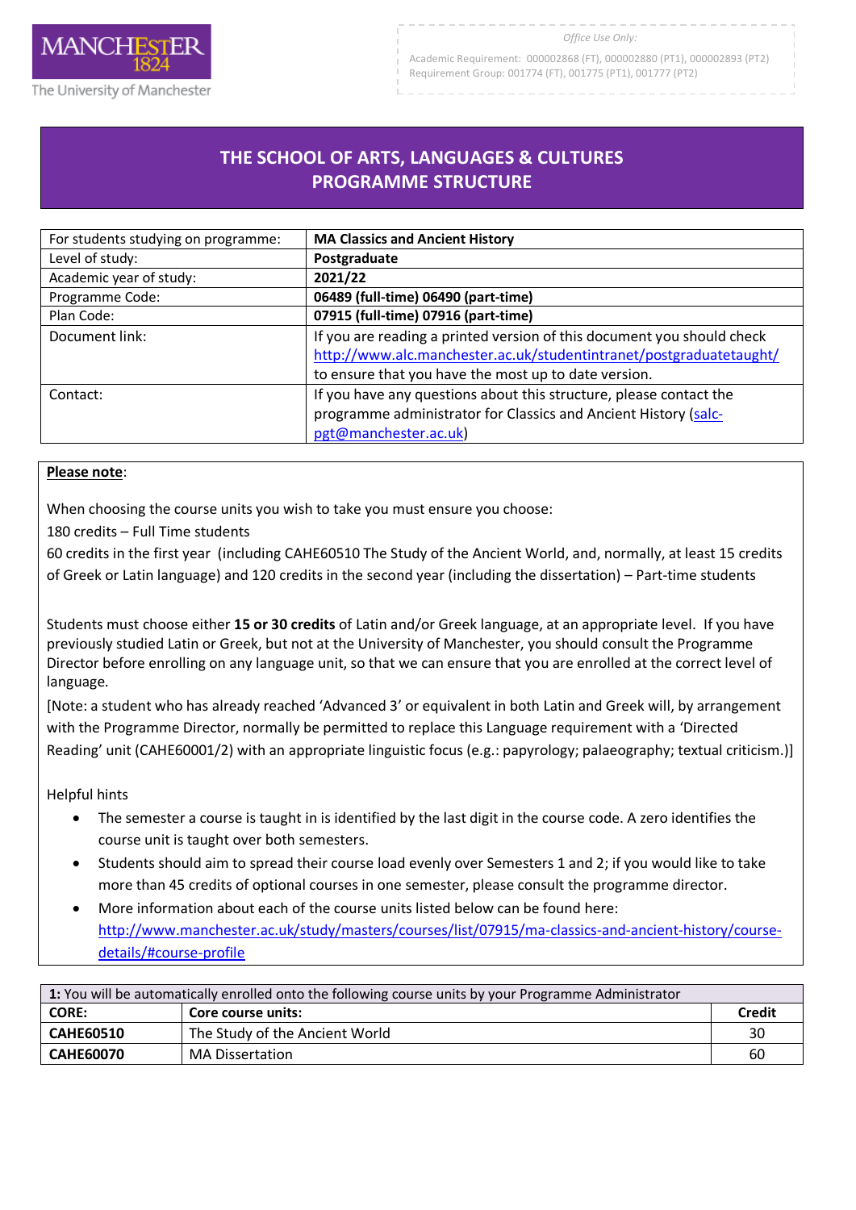MANCHESTER 1824 The University of Manchester

*Office Use Only:*

Academic Requirement: 000002868 (FT), 000002880 (PT1), 000002893 (PT2)
Requirement Group: 001774 (FT), 001775 (PT1), 001777 (PT2)

# THE SCHOOL OF ARTS, LANGUAGES & CULTURES PROGRAMME STRUCTURE

| | |
|---|---|
| For students studying on programme: | **MA Classics and Ancient History** |
| Level of study: | **Postgraduate** |
| Academic year of study: | **2021/22** |
| Programme Code: | **06489 (full-time) 06490 (part-time)** |
| Plan Code: | **07915 (full-time) 07916 (part-time)** |
| Document link: | If you are reading a printed version of this document you should check http://www.alc.manchester.ac.uk/studentintranet/postgraduatetaught/ to ensure that you have the most up to date version. |
| Contact: | If you have any questions about this structure, please contact the programme administrator for Classics and Ancient History (salc-pgt@manchester.ac.uk) |

**Please note**:

When choosing the course units you wish to take you must ensure you choose:

180 credits – Full Time students

60 credits in the first year (including CAHE60510 The Study of the Ancient World, and, normally, at least 15 credits of Greek or Latin language) and 120 credits in the second year (including the dissertation) – Part-time students

Students must choose either **15 or 30 credits** of Latin and/or Greek language, at an appropriate level. If you have previously studied Latin or Greek, but not at the University of Manchester, you should consult the Programme Director before enrolling on any language unit, so that we can ensure that you are enrolled at the correct level of language.

[Note: a student who has already reached 'Advanced 3' or equivalent in both Latin and Greek will, by arrangement with the Programme Director, normally be permitted to replace this Language requirement with a 'Directed Reading' unit (CAHE60001/2) with an appropriate linguistic focus (e.g.: papyrology; palaeography; textual criticism.)]

Helpful hints

- The semester a course is taught in is identified by the last digit in the course code. A zero identifies the course unit is taught over both semesters.
- Students should aim to spread their course load evenly over Semesters 1 and 2; if you would like to take more than 45 credits of optional courses in one semester, please consult the programme director.
- More information about each of the course units listed below can be found here: http://www.manchester.ac.uk/study/masters/courses/list/07915/ma-classics-and-ancient-history/course-details/#course-profile

| **1:** You will be automatically enrolled onto the following course units by your Programme Administrator | | |
|---|---|---|
| **CORE:** | **Core course units:** | **Credit** |
| **CAHE60510** | The Study of the Ancient World | 30 |
| **CAHE60070** | MA Dissertation | 60 |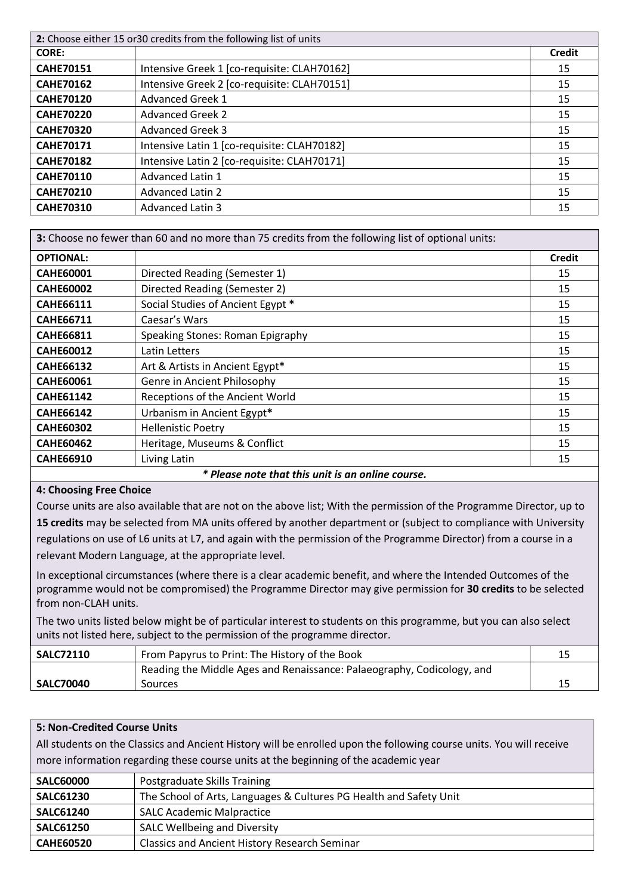| **2:** Choose either 15 or30 credits from the following list of units | | |
|---|---|---|
| **CORE:** | | **Credit** |
| **CAHE70151** | Intensive Greek 1 [co-requisite: CLAH70162] | 15 |
| **CAHE70162** | Intensive Greek 2 [co-requisite: CLAH70151] | 15 |
| **CAHE70120** | Advanced Greek 1 | 15 |
| **CAHE70220** | Advanced Greek 2 | 15 |
| **CAHE70320** | Advanced Greek 3 | 15 |
| **CAHE70171** | Intensive Latin 1 [co-requisite: CLAH70182] | 15 |
| **CAHE70182** | Intensive Latin 2 [co-requisite: CLAH70171] | 15 |
| **CAHE70110** | Advanced Latin 1 | 15 |
| **CAHE70210** | Advanced Latin 2 | 15 |
| **CAHE70310** | Advanced Latin 3 | 15 |

| **3:** Choose no fewer than 60 and no more than 75 credits from the following list of optional units: | | |
|---|---|---|
| **OPTIONAL:** | | **Credit** |
| **CAHE60001** | Directed Reading (Semester 1) | 15 |
| **CAHE60002** | Directed Reading (Semester 2) | 15 |
| **CAHE66111** | Social Studies of Ancient Egypt * | 15 |
| **CAHE66711** | Caesar's Wars | 15 |
| **CAHE66811** | Speaking Stones: Roman Epigraphy | 15 |
| **CAHE60012** | Latin Letters | 15 |
| **CAHE66132** | Art & Artists in Ancient Egypt* | 15 |
| **CAHE60061** | Genre in Ancient Philosophy | 15 |
| **CAHE61142** | Receptions of the Ancient World | 15 |
| **CAHE66142** | Urbanism in Ancient Egypt* | 15 |
| **CAHE60302** | Hellenistic Poetry | 15 |
| **CAHE60462** | Heritage, Museums & Conflict | 15 |
| **CAHE66910** | Living Latin | 15 |

***\* Please note that this unit is an online course.***

**4: Choosing Free Choice**

Course units are also available that are not on the above list; With the permission of the Programme Director, up to **15 credits** may be selected from MA units offered by another department or (subject to compliance with University regulations on use of L6 units at L7, and again with the permission of the Programme Director) from a course in a relevant Modern Language, at the appropriate level.

In exceptional circumstances (where there is a clear academic benefit, and where the Intended Outcomes of the programme would not be compromised) the Programme Director may give permission for **30 credits** to be selected from non-CLAH units.

The two units listed below might be of particular interest to students on this programme, but you can also select units not listed here, subject to the permission of the programme director.

| | | |
|---|---|---|
| **SALC72110** | From Papyrus to Print: The History of the Book | 15 |
| **SALC70040** | Reading the Middle Ages and Renaissance: Palaeography, Codicology, and Sources | 15 |

**5: Non-Credited Course Units**

All students on the Classics and Ancient History will be enrolled upon the following course units. You will receive more information regarding these course units at the beginning of the academic year

| | |
|---|---|
| **SALC60000** | Postgraduate Skills Training |
| **SALC61230** | The School of Arts, Languages & Cultures PG Health and Safety Unit |
| **SALC61240** | SALC Academic Malpractice |
| **SALC61250** | SALC Wellbeing and Diversity |
| **CAHE60520** | Classics and Ancient History Research Seminar |